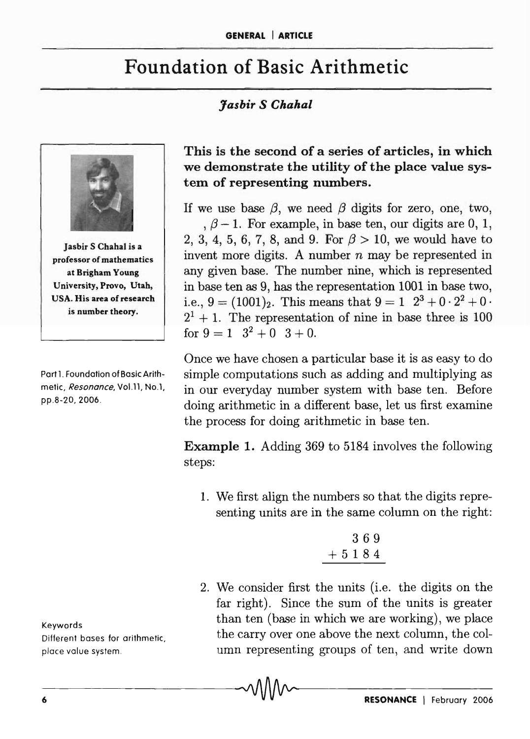# Foundation of Basic Arithmetic

*Jasbir S Chahal*

Jasbir S Chahal is a professor of mathematics at Brigham Young University, Provo, Utah, USA. His area of research is number theory.

Part 1. Foundation of Basic Arithmetic, *Resonance*, Vol.11, No.1, pp.8-20, 2006.

**This is the second of a series of articles, in which we demonstrate the utility of the place value system of representing numbers.**

If we use base $\beta$, we need $\beta$ digits for zero, one, two, , $\beta - 1$. For example, in base ten, our digits are 0, 1, 2, 3, 4, 5, 6, 7, 8, and 9. For $\beta > 10$, we would have to invent more digits. A number $n$ may be represented in any given base. The number nine, which is represented in base ten as 9, has the representation 1001 in base two, i.e., $9 = (1001)_2$. This means that $9 = 1 \;\, 2^3 + 0 \cdot 2^2 + 0 \cdot 2^1 + 1$. The representation of nine in base three is 100 for $9 = 1 \;\, 3^2 + 0 \;\, 3 + 0$.

Once we have chosen a particular base it is as easy to do simple computations such as adding and multiplying as in our everyday number system with base ten. Before doing arithmetic in a different base, let us first examine the process for doing arithmetic in base ten.

**Example 1.** Adding 369 to 5184 involves the following steps:

1. We first align the numbers so that the digits representing units are in the same column on the right:

$$\begin{array}{r} 3\,6\,9 \\ +\,5\,1\,8\,4 \\ \hline \end{array}$$

2. We consider first the units (i.e. the digits on the far right). Since the sum of the units is greater than ten (base in which we are working), we place the carry over one above the next column, the column representing groups of ten, and write down

Keywords

Different bases for arithmetic, place value system.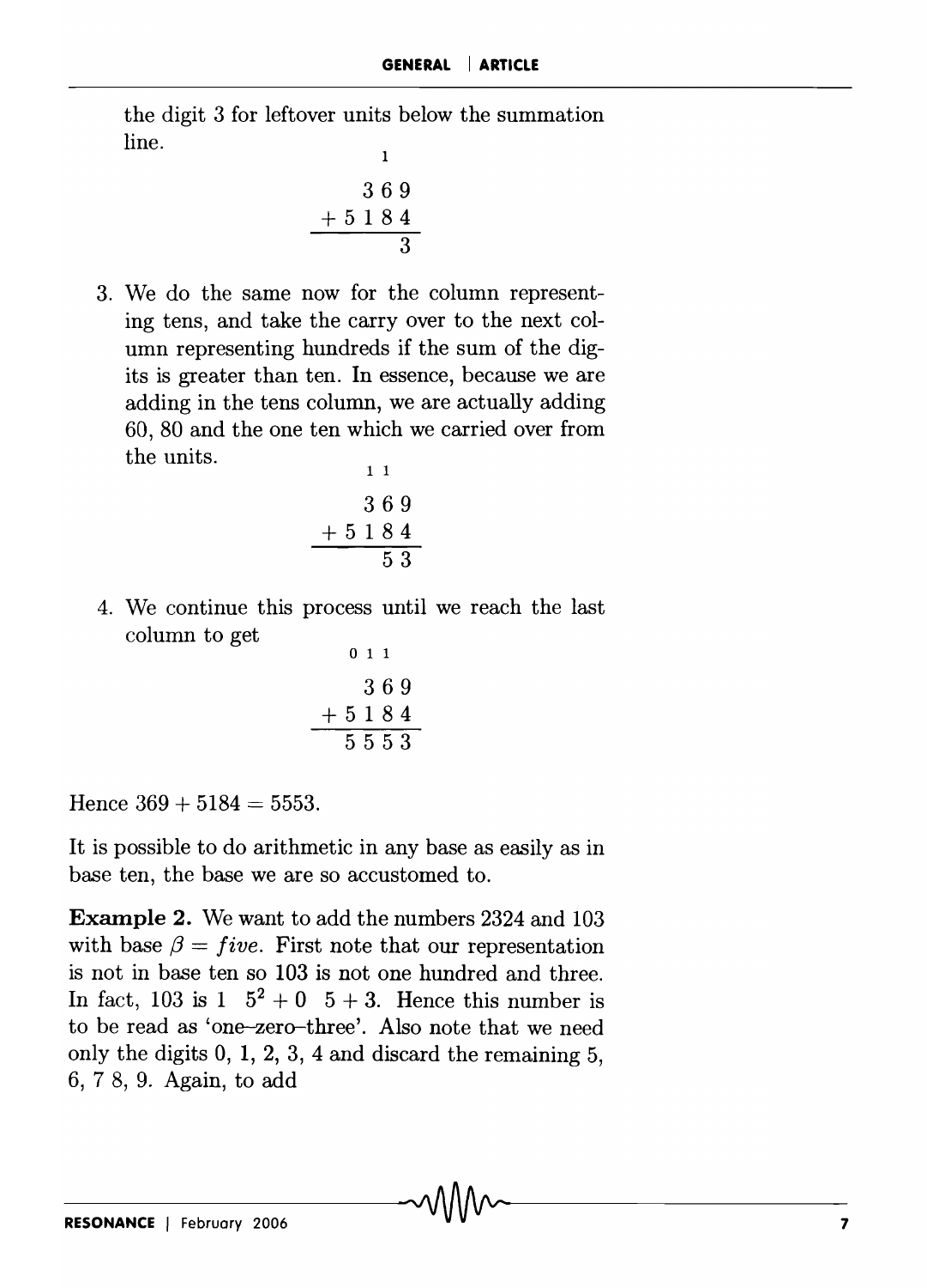the digit 3 for leftover units below the summation line.

$$\begin{array}{r} {\scriptstyle 1\phantom{0}} \\ 369 \\ +\,5184 \\ \hline 3 \end{array}$$

3. We do the same now for the column representing tens, and take the carry over to the next column representing hundreds if the sum of the digits is greater than ten. In essence, because we are adding in the tens column, we are actually adding 60, 80 and the one ten which we carried over from the units.

$$\begin{array}{r} {\scriptstyle 1\,1\phantom{0}} \\ 369 \\ +\,5184 \\ \hline 53 \end{array}$$

4. We continue this process until we reach the last column to get

$$\begin{array}{r} {\scriptstyle 0\,1\,1\phantom{0}} \\ 369 \\ +\,5184 \\ \hline 5553 \end{array}$$

Hence $369 + 5184 = 5553$.

It is possible to do arithmetic in any base as easily as in base ten, the base we are so accustomed to.

**Example 2.** We want to add the numbers 2324 and 103 with base $\beta = \textit{five}$. First note that our representation is not in base ten so 103 is not one hundred and three. In fact, 103 is $1 \quad 5^2 + 0 \quad 5 + 3$. Hence this number is to be read as 'one–zero–three'. Also note that we need only the digits 0, 1, 2, 3, 4 and discard the remaining 5, 6, 7 8, 9. Again, to add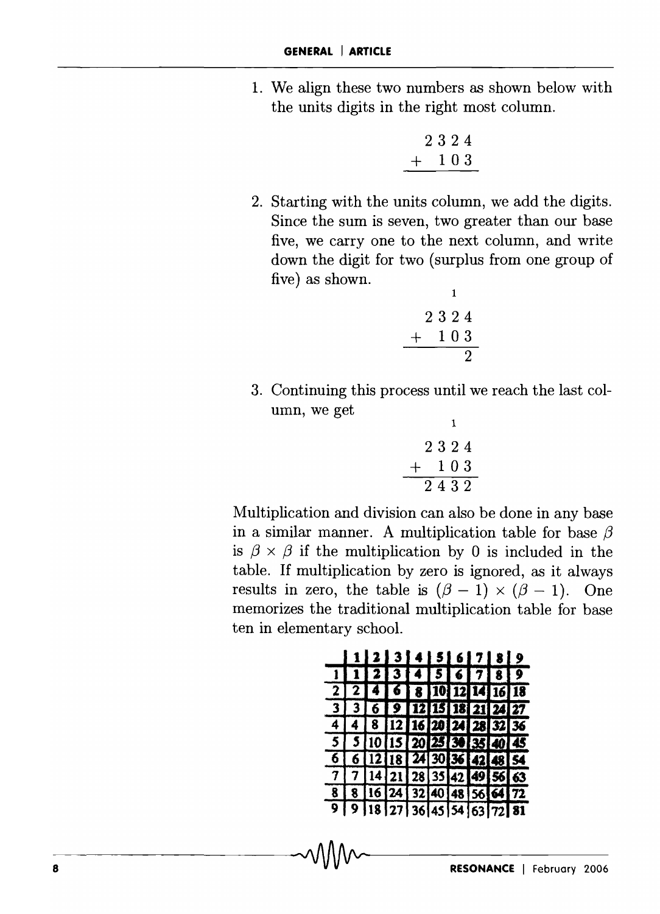1. We align these two numbers as shown below with the units digits in the right most column.

$$\begin{array}{r} 2\,3\,2\,4 \\ +\;\;1\,0\,3 \\ \hline \end{array}$$

2. Starting with the units column, we add the digits. Since the sum is seven, two greater than our base five, we carry one to the next column, and write down the digit for two (surplus from one group of five) as shown.

$$\begin{array}{r} {\scriptstyle 1}\;\;\, \\ 2\,3\,2\,4 \\ +\;\;1\,0\,3 \\ \hline 2 \end{array}$$

3. Continuing this process until we reach the last column, we get

$$\begin{array}{r} {\scriptstyle 1}\;\;\, \\ 2\,3\,2\,4 \\ +\;\;1\,0\,3 \\ \hline 2\,4\,3\,2 \end{array}$$

Multiplication and division can also be done in any base in a similar manner. A multiplication table for base $\beta$ is $\beta \times \beta$ if the multiplication by 0 is included in the table. If multiplication by zero is ignored, as it always results in zero, the table is $(\beta - 1) \times (\beta - 1)$. One memorizes the traditional multiplication table for base ten in elementary school.

| | 1 | 2 | 3 | 4 | 5 | 6 | 7 | 8 | 9 |
|---|---|---|---|---|---|---|---|---|---|
| 1 | 1 | 2 | 3 | 4 | 5 | 6 | 7 | 8 | 9 |
| 2 | 2 | 4 | 6 | 8 | 10 | 12 | 14 | 16 | 18 |
| 3 | 3 | 6 | 9 | 12 | 15 | 18 | 21 | 24 | 27 |
| 4 | 4 | 8 | 12 | 16 | 20 | 24 | 28 | 32 | 36 |
| 5 | 5 | 10 | 15 | 20 | 25 | 30 | 35 | 40 | 45 |
| 6 | 6 | 12 | 18 | 24 | 30 | 36 | 42 | 48 | 54 |
| 7 | 7 | 14 | 21 | 28 | 35 | 42 | 49 | 56 | 63 |
| 8 | 8 | 16 | 24 | 32 | 40 | 48 | 56 | 64 | 72 |
| 9 | 9 | 18 | 27 | 36 | 45 | 54 | 63 | 72 | 81 |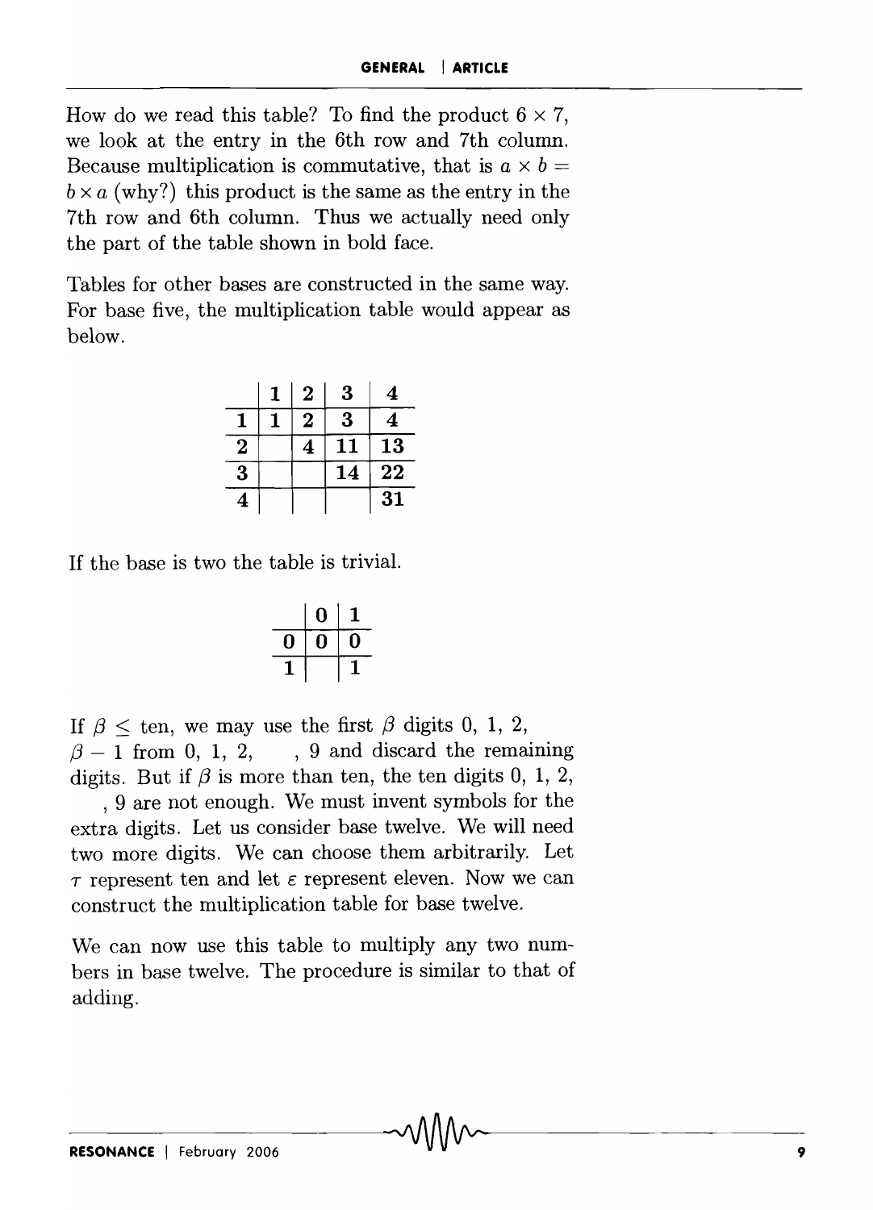How do we read this table? To find the product $6 \times 7$, we look at the entry in the 6th row and 7th column. Because multiplication is commutative, that is $a \times b = b \times a$ (why?) this product is the same as the entry in the 7th row and 6th column. Thus we actually need only the part of the table shown in bold face.

Tables for other bases are constructed in the same way. For base five, the multiplication table would appear as below.

| | **1** | **2** | **3** | **4** |
|---|---|---|---|---|
| **1** | **1** | **2** | **3** | **4** |
| **2** | | **4** | **11** | **13** |
| **3** | | | **14** | **22** |
| **4** | | | | **31** |

If the base is two the table is trivial.

| | **0** | **1** |
|---|---|---|
| **0** | **0** | **0** |
| **1** | | **1** |

If $\beta \leq$ ten, we may use the first $\beta$ digits 0, 1, 2, $\beta - 1$ from 0, 1, 2, , 9 and discard the remaining digits. But if $\beta$ is more than ten, the ten digits 0, 1, 2, , 9 are not enough. We must invent symbols for the extra digits. Let us consider base twelve. We will need two more digits. We can choose them arbitrarily. Let $\tau$ represent ten and let $\varepsilon$ represent eleven. Now we can construct the multiplication table for base twelve.

We can now use this table to multiply any two numbers in base twelve. The procedure is similar to that of adding.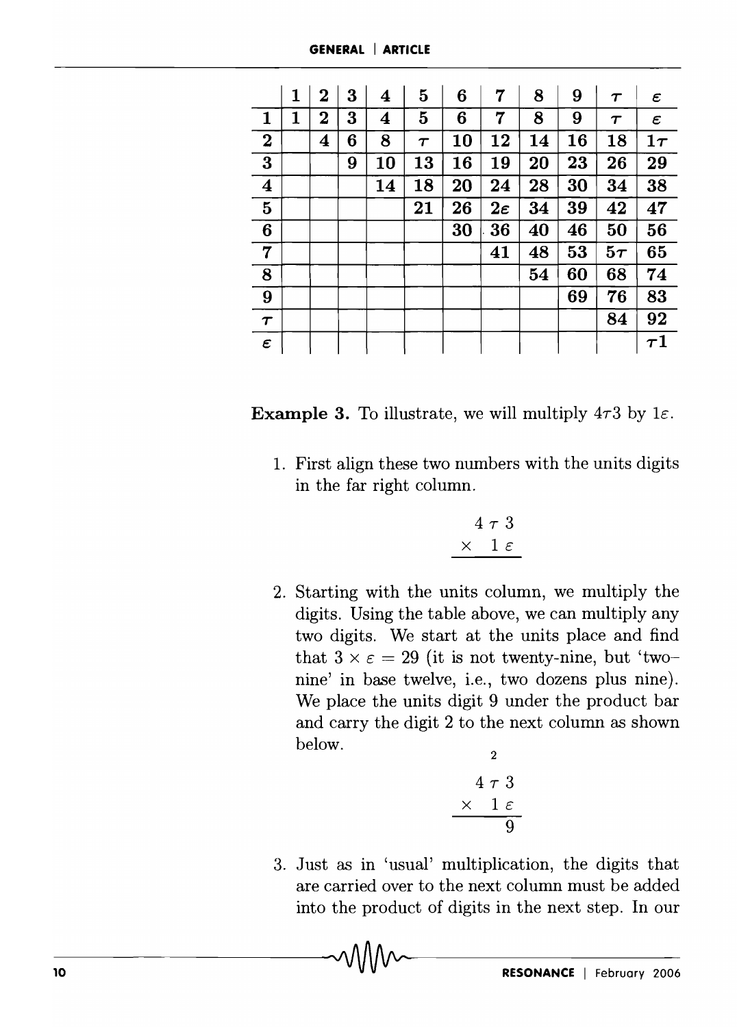|  | 1 | 2 | 3 | 4 | 5 | 6 | 7 | 8 | 9 | $\tau$ | $\varepsilon$ |
|---|---|---|---|---|---|---|---|---|---|---|---|
| **1** | 1 | 2 | 3 | 4 | 5 | 6 | 7 | 8 | 9 | $\tau$ | $\varepsilon$ |
| **2** |  | 4 | 6 | 8 | $\tau$ | 10 | 12 | 14 | 16 | 18 | $1\tau$ |
| **3** |  |  | 9 | 10 | 13 | 16 | 19 | 20 | 23 | 26 | 29 |
| **4** |  |  |  | 14 | 18 | 20 | 24 | 28 | 30 | 34 | 38 |
| **5** |  |  |  |  | 21 | 26 | $2\varepsilon$ | 34 | 39 | 42 | 47 |
| **6** |  |  |  |  |  | 30 | 36 | 40 | 46 | 50 | 56 |
| **7** |  |  |  |  |  |  | 41 | 48 | 53 | $5\tau$ | 65 |
| **8** |  |  |  |  |  |  |  | 54 | 60 | 68 | 74 |
| **9** |  |  |  |  |  |  |  |  | 69 | 76 | 83 |
| $\tau$ |  |  |  |  |  |  |  |  |  | 84 | 92 |
| $\varepsilon$ |  |  |  |  |  |  |  |  |  |  | $\tau 1$ |

**Example 3.** To illustrate, we will multiply $4\tau 3$ by $1\varepsilon$.

1. First align these two numbers with the units digits in the far right column.

$$\begin{array}{r} 4\,\tau\,3 \\ \times \quad 1\,\varepsilon \\ \hline \end{array}$$

2. Starting with the units column, we multiply the digits. Using the table above, we can multiply any two digits. We start at the units place and find that $3 \times \varepsilon = 29$ (it is not twenty-nine, but 'two–nine' in base twelve, i.e., two dozens plus nine). We place the units digit 9 under the product bar and carry the digit 2 to the next column as shown below.

$$\begin{array}{r} {\scriptstyle 2}\phantom{\,3} \\ 4\,\tau\,3 \\ \times \quad 1\,\varepsilon \\ \hline 9 \end{array}$$

3. Just as in 'usual' multiplication, the digits that are carried over to the next column must be added into the product of digits in the next step. In our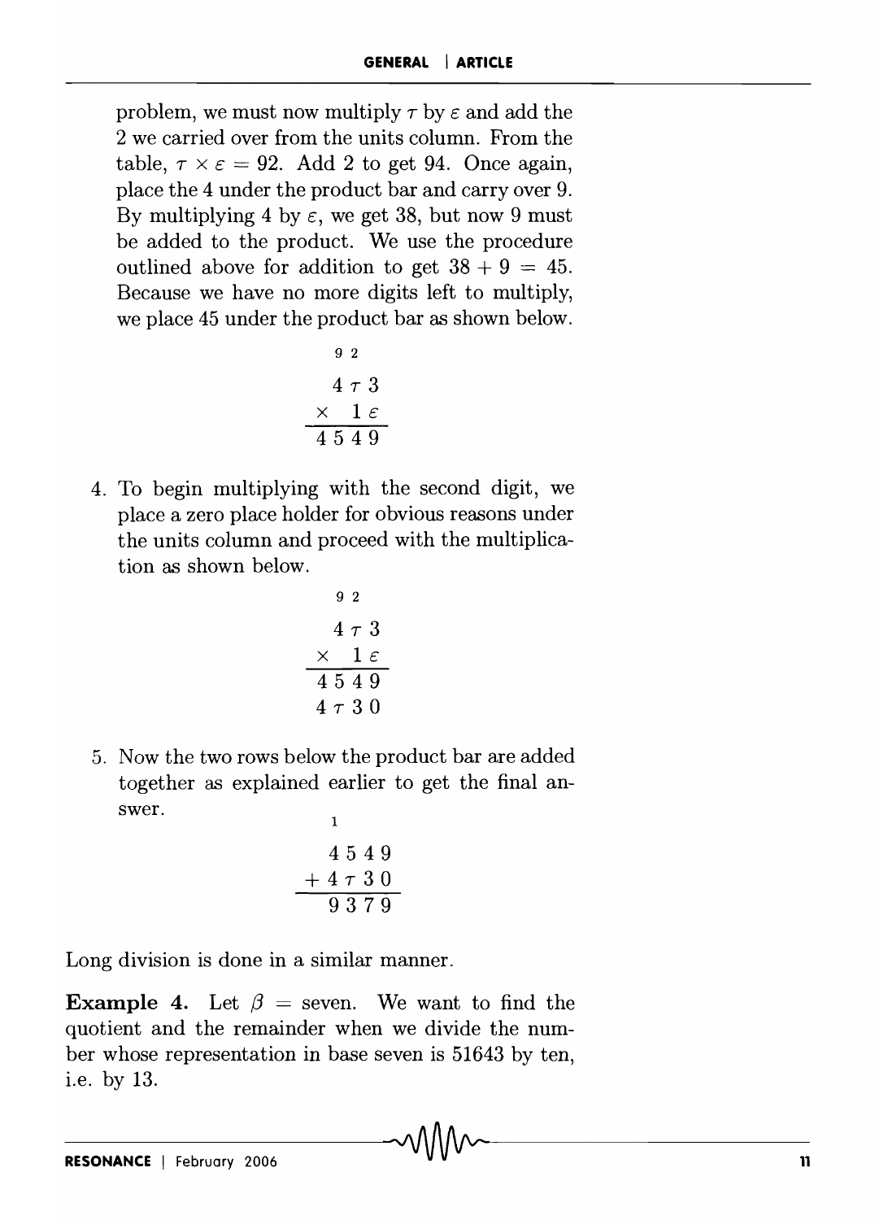problem, we must now multiply $\tau$ by $\varepsilon$ and add the 2 we carried over from the units column. From the table, $\tau \times \varepsilon = 92$. Add 2 to get 94. Once again, place the 4 under the product bar and carry over 9. By multiplying 4 by $\varepsilon$, we get 38, but now 9 must be added to the product. We use the procedure outlined above for addition to get $38 + 9 = 45$. Because we have no more digits left to multiply, we place 45 under the product bar as shown below.

$$\begin{array}{r} {\scriptstyle 9\ 2} \\ 4\,\tau\,3 \\ \times \quad 1\,\varepsilon \\ \hline 4\,5\,4\,9 \end{array}$$

4. To begin multiplying with the second digit, we place a zero place holder for obvious reasons under the units column and proceed with the multiplication as shown below.

$$\begin{array}{r} {\scriptstyle 9\ 2} \\ 4\,\tau\,3 \\ \times \quad 1\,\varepsilon \\ \hline 4\,5\,4\,9 \\ 4\,\tau\,3\,0 \end{array}$$

5. Now the two rows below the product bar are added together as explained earlier to get the final answer.

$$\begin{array}{r} {\scriptstyle 1} \quad\quad \\ 4\,5\,4\,9 \\ +\,4\,\tau\,3\,0 \\ \hline 9\,3\,7\,9 \end{array}$$

Long division is done in a similar manner.

**Example 4.** Let $\beta$ = seven. We want to find the quotient and the remainder when we divide the number whose representation in base seven is 51643 by ten, i.e. by 13.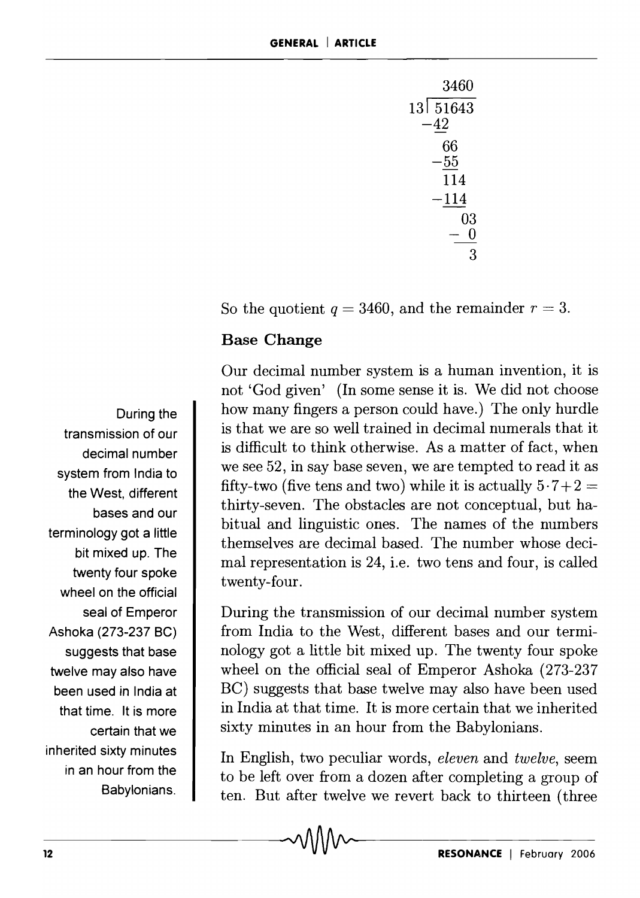```
      3460
13 ) 51643
    -42
     66
    -55
     114
    -114
       03
      - 0
        3
```

So the quotient $q = 3460$, and the remainder $r = 3$.

## Base Change

Our decimal number system is a human invention, it is not 'God given' (In some sense it is. We did not choose how many fingers a person could have.) The only hurdle is that we are so well trained in decimal numerals that it is difficult to think otherwise. As a matter of fact, when we see 52, in say base seven, we are tempted to read it as fifty-two (five tens and two) while it is actually $5 \cdot 7 + 2 =$ thirty-seven. The obstacles are not conceptual, but habitual and linguistic ones. The names of the numbers themselves are decimal based. The number whose decimal representation is 24, i.e. two tens and four, is called twenty-four.

During the transmission of our decimal number system from India to the West, different bases and our terminology got a little bit mixed up. The twenty four spoke wheel on the official seal of Emperor Ashoka (273-237 BC) suggests that base twelve may also have been used in India at that time. It is more certain that we inherited sixty minutes in an hour from the Babylonians.

In English, two peculiar words, *eleven* and *twelve*, seem to be left over from a dozen after completing a group of ten. But after twelve we revert back to thirteen (three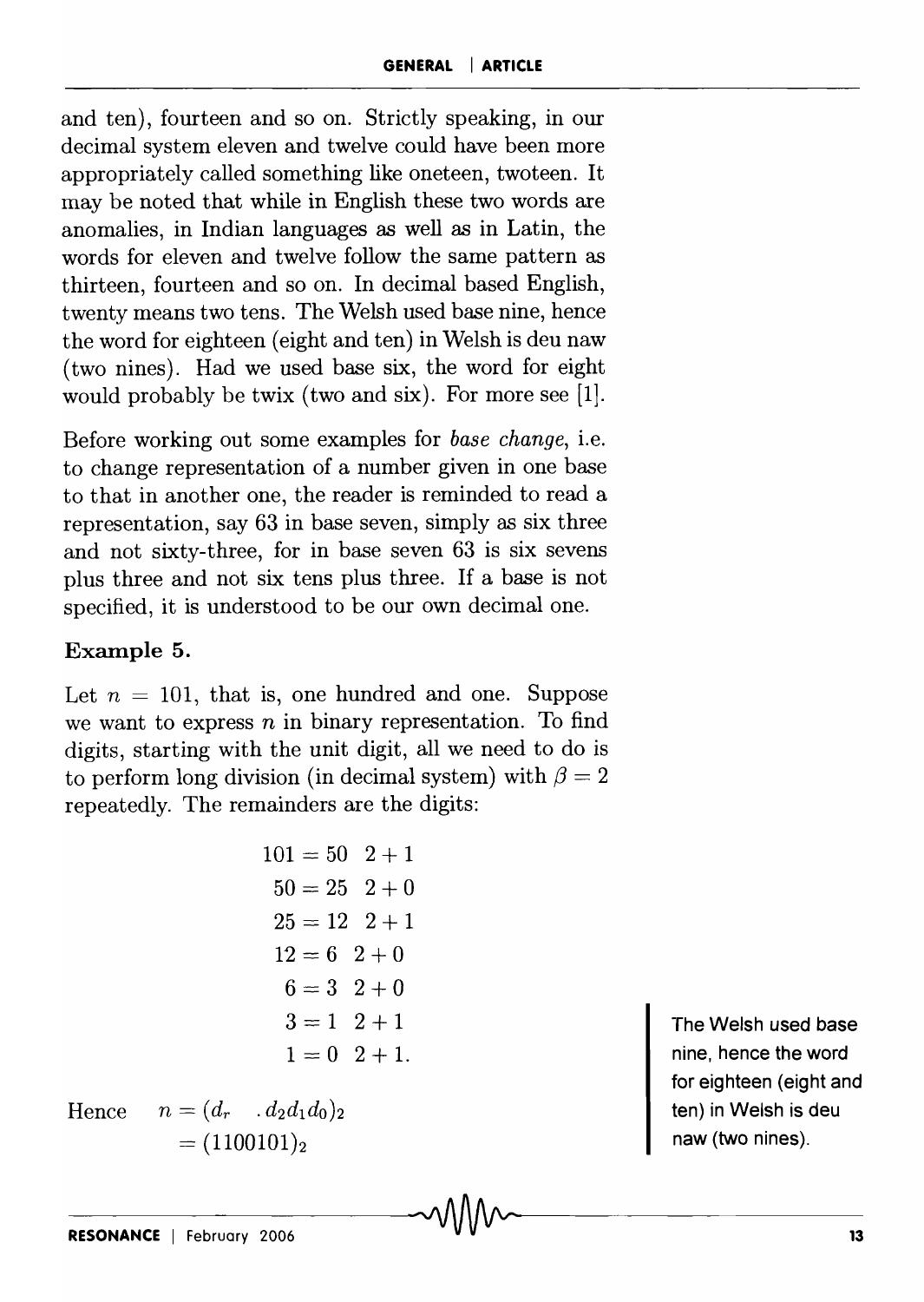and ten), fourteen and so on. Strictly speaking, in our decimal system eleven and twelve could have been more appropriately called something like oneteen, twoteen. It may be noted that while in English these two words are anomalies, in Indian languages as well as in Latin, the words for eleven and twelve follow the same pattern as thirteen, fourteen and so on. In decimal based English, twenty means two tens. The Welsh used base nine, hence the word for eighteen (eight and ten) in Welsh is deu naw (two nines). Had we used base six, the word for eight would probably be twix (two and six). For more see [1].

Before working out some examples for *base change*, i.e. to change representation of a number given in one base to that in another one, the reader is reminded to read a representation, say 63 in base seven, simply as six three and not sixty-three, for in base seven 63 is six sevens plus three and not six tens plus three. If a base is not specified, it is understood to be our own decimal one.

**Example 5.**

Let $n = 101$, that is, one hundred and one. Suppose we want to express $n$ in binary representation. To find digits, starting with the unit digit, all we need to do is to perform long division (in decimal system) with $\beta = 2$ repeatedly. The remainders are the digits:

$$\begin{aligned}
101 &= 50 \quad 2 + 1 \\
50 &= 25 \quad 2 + 0 \\
25 &= 12 \quad 2 + 1 \\
12 &= 6 \quad 2 + 0 \\
6 &= 3 \quad 2 + 0 \\
3 &= 1 \quad 2 + 1 \\
1 &= 0 \quad 2 + 1.
\end{aligned}$$

Hence $\quad n = (d_r \quad . d_2 d_1 d_0)_2$
$\qquad\quad = (1100101)_2$

The Welsh used base nine, hence the word for eighteen (eight and ten) in Welsh is deu naw (two nines).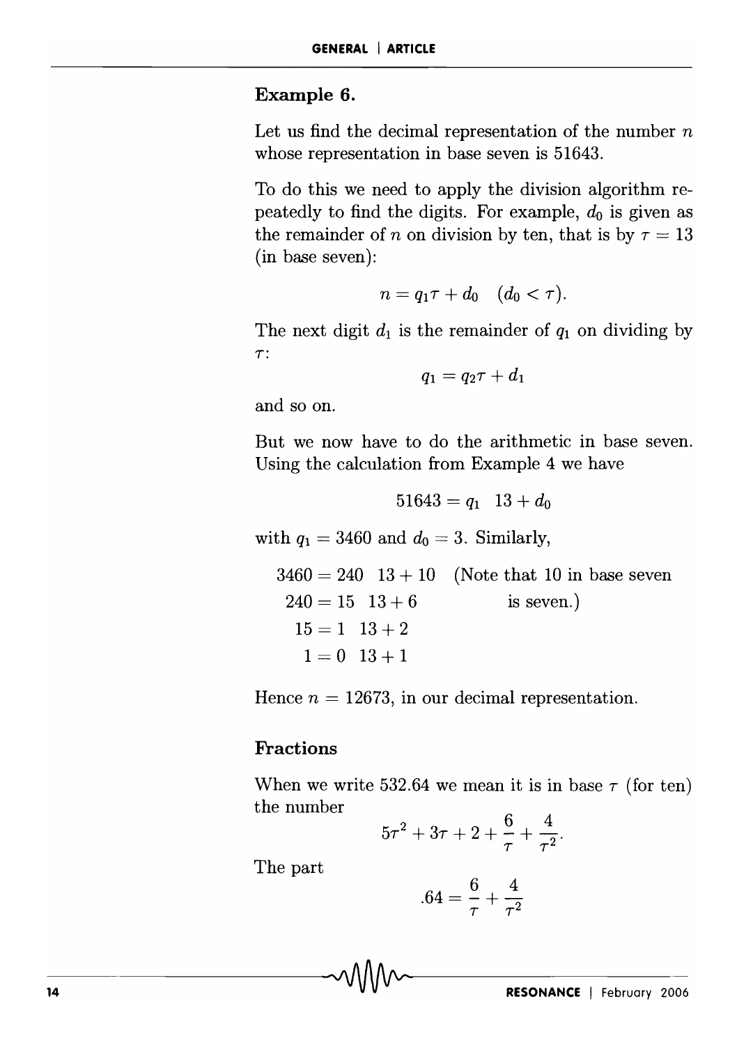### Example 6.

Let us find the decimal representation of the number $n$ whose representation in base seven is 51643.

To do this we need to apply the division algorithm repeatedly to find the digits. For example, $d_0$ is given as the remainder of $n$ on division by ten, that is by $\tau = 13$ (in base seven):

$$n = q_1\tau + d_0 \quad (d_0 < \tau).$$

The next digit $d_1$ is the remainder of $q_1$ on dividing by $\tau$:

$$q_1 = q_2\tau + d_1$$

and so on.

But we now have to do the arithmetic in base seven. Using the calculation from Example 4 we have

$$51643 = q_1 \quad 13 + d_0$$

with $q_1 = 3460$ and $d_0 = 3$. Similarly,

$$\begin{aligned} 3460 &= 240 \quad 13 + 10 \\ 240 &= 15 \quad 13 + 6 \\ 15 &= 1 \quad 13 + 2 \\ 1 &= 0 \quad 13 + 1 \end{aligned}$$

(Note that 10 in base seven is seven.)

Hence $n = 12673$, in our decimal representation.

## Fractions

When we write 532.64 we mean it is in base $\tau$ (for ten) the number

$$5\tau^2 + 3\tau + 2 + \frac{6}{\tau} + \frac{4}{\tau^2}.$$

The part

$$.64 = \frac{6}{\tau} + \frac{4}{\tau^2}$$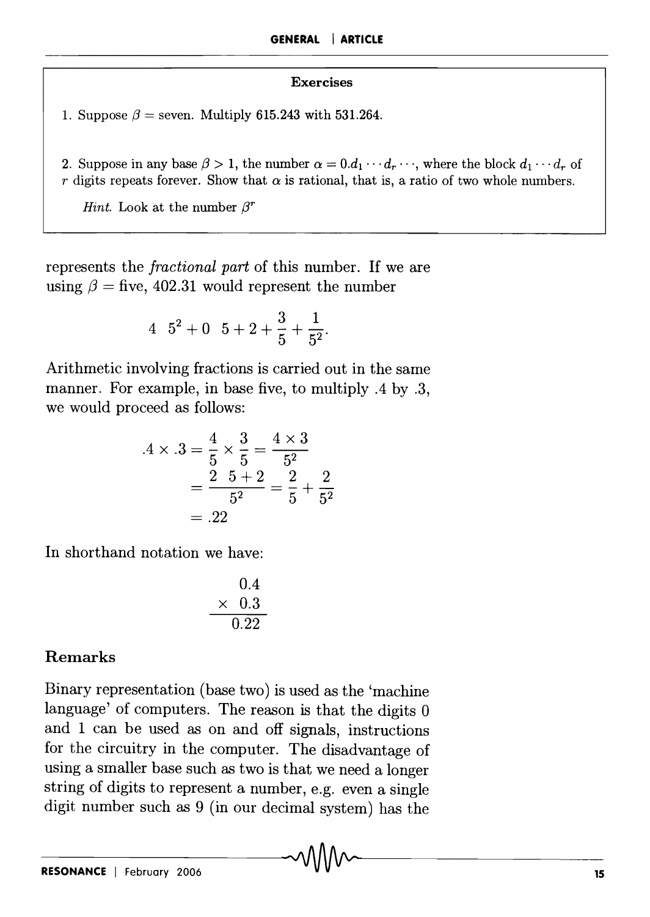### Exercises

1. Suppose $\beta$ = seven. Multiply 615.243 with 531.264.

2. Suppose in any base $\beta > 1$, the number $\alpha = 0.d_1 \cdots d_r \cdots$, where the block $d_1 \cdots d_r$ of $r$ digits repeats forever. Show that $\alpha$ is rational, that is, a ratio of two whole numbers.

   *Hint.* Look at the number $\beta^r$

represents the *fractional part* of this number. If we are using $\beta$ = five, 402.31 would represent the number

$$4 \quad 5^2 + 0 \quad 5 + 2 + \frac{3}{5} + \frac{1}{5^2}.$$

Arithmetic involving fractions is carried out in the same manner. For example, in base five, to multiply .4 by .3, we would proceed as follows:

$$\begin{aligned} .4 \times .3 &= \frac{4}{5} \times \frac{3}{5} = \frac{4 \times 3}{5^2} \\ &= \frac{2 \quad 5 + 2}{5^2} = \frac{2}{5} + \frac{2}{5^2} \\ &= .22 \end{aligned}$$

In shorthand notation we have:

$$\begin{array}{r} 0.4 \\ \times \ 0.3 \\ \hline 0.22 \end{array}$$

## Remarks

Binary representation (base two) is used as the 'machine language' of computers. The reason is that the digits 0 and 1 can be used as on and off signals, instructions for the circuitry in the computer. The disadvantage of using a smaller base such as two is that we need a longer string of digits to represent a number, e.g. even a single digit number such as 9 (in our decimal system) has the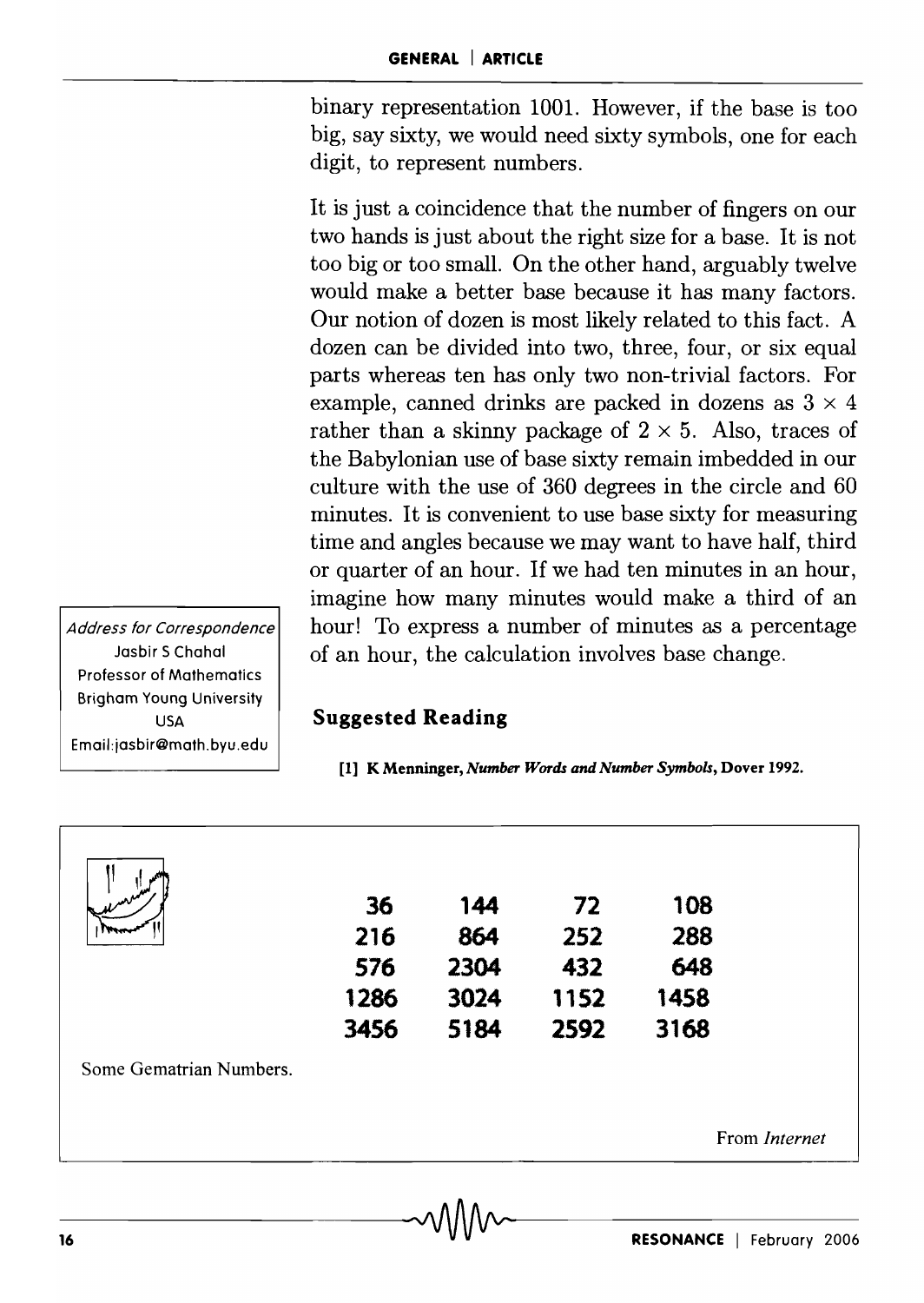binary representation 1001. However, if the base is too big, say sixty, we would need sixty symbols, one for each digit, to represent numbers.

It is just a coincidence that the number of fingers on our two hands is just about the right size for a base. It is not too big or too small. On the other hand, arguably twelve would make a better base because it has many factors. Our notion of dozen is most likely related to this fact. A dozen can be divided into two, three, four, or six equal parts whereas ten has only two non-trivial factors. For example, canned drinks are packed in dozens as $3 \times 4$ rather than a skinny package of $2 \times 5$. Also, traces of the Babylonian use of base sixty remain imbedded in our culture with the use of 360 degrees in the circle and 60 minutes. It is convenient to use base sixty for measuring time and angles because we may want to have half, third or quarter of an hour. If we had ten minutes in an hour, imagine how many minutes would make a third of an hour! To express a number of minutes as a percentage of an hour, the calculation involves base change.

*Address for Correspondence*
Jasbir S Chahal
Professor of Mathematics
Brigham Young University
USA
Email: jasbir@math.byu.edu

## Suggested Reading

[1] K Menninger, *Number Words and Number Symbols*, Dover 1992.

| | | | |
|---|---|---|---|
| 36 | 144 | 72 | 108 |
| 216 | 864 | 252 | 288 |
| 576 | 2304 | 432 | 648 |
| 1286 | 3024 | 1152 | 1458 |
| 3456 | 5184 | 2592 | 3168 |

Some Gematrian Numbers.

From *Internet*